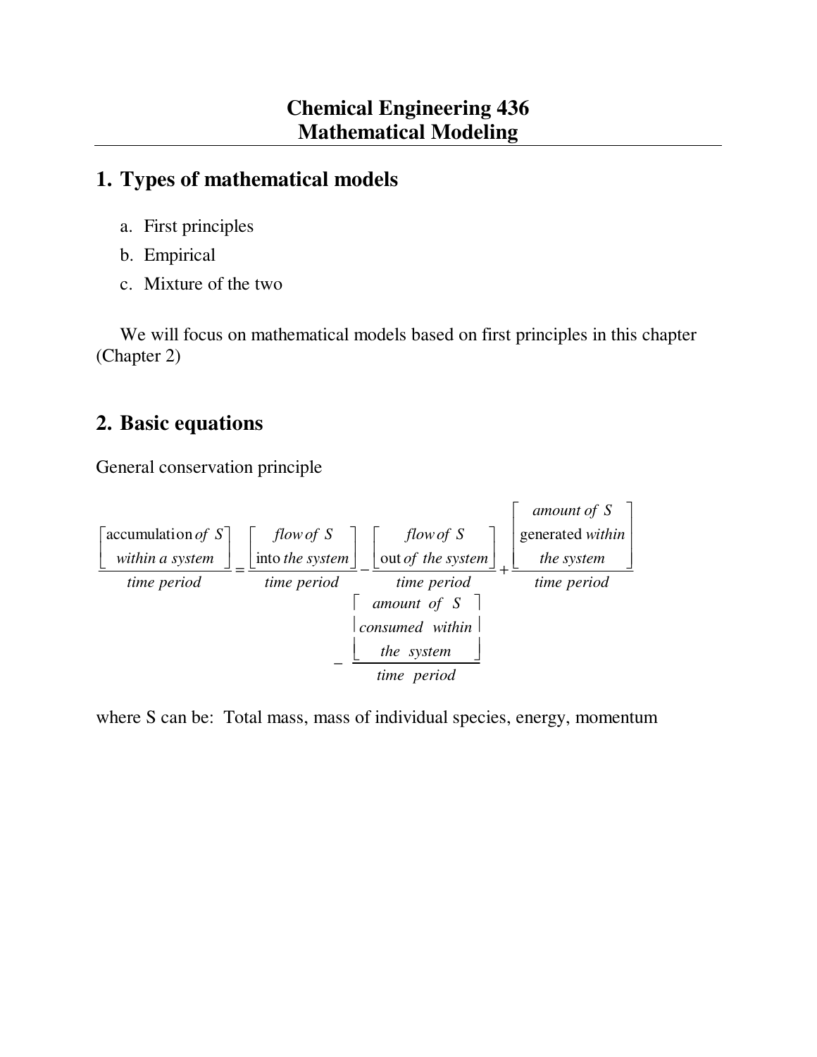# Chemical Engineering 436
# Mathematical Modeling

## 1. Types of mathematical models

a. First principles
b. Empirical
c. Mixture of the two

We will focus on mathematical models based on first principles in this chapter (Chapter 2)

## 2. Basic equations

General conservation principle

$$\frac{\begin{bmatrix}\text{accumulation } of\ S \\ within\ a\ system\end{bmatrix}}{time\ period} = \frac{\begin{bmatrix}flow\ of\ S \\ \text{into } the\ system\end{bmatrix}}{time\ period} - \frac{\begin{bmatrix}flow\ of\ S \\ \text{out } of\ the\ system\end{bmatrix}}{time\ period} + \frac{\begin{bmatrix}amount\ of\ S \\ \text{generated } within \\ the\ system\end{bmatrix}}{time\ period} - \frac{\begin{bmatrix}amount\ of\ S \\ consumed\ within \\ the\ system\end{bmatrix}}{time\ period}$$

where S can be: Total mass, mass of individual species, energy, momentum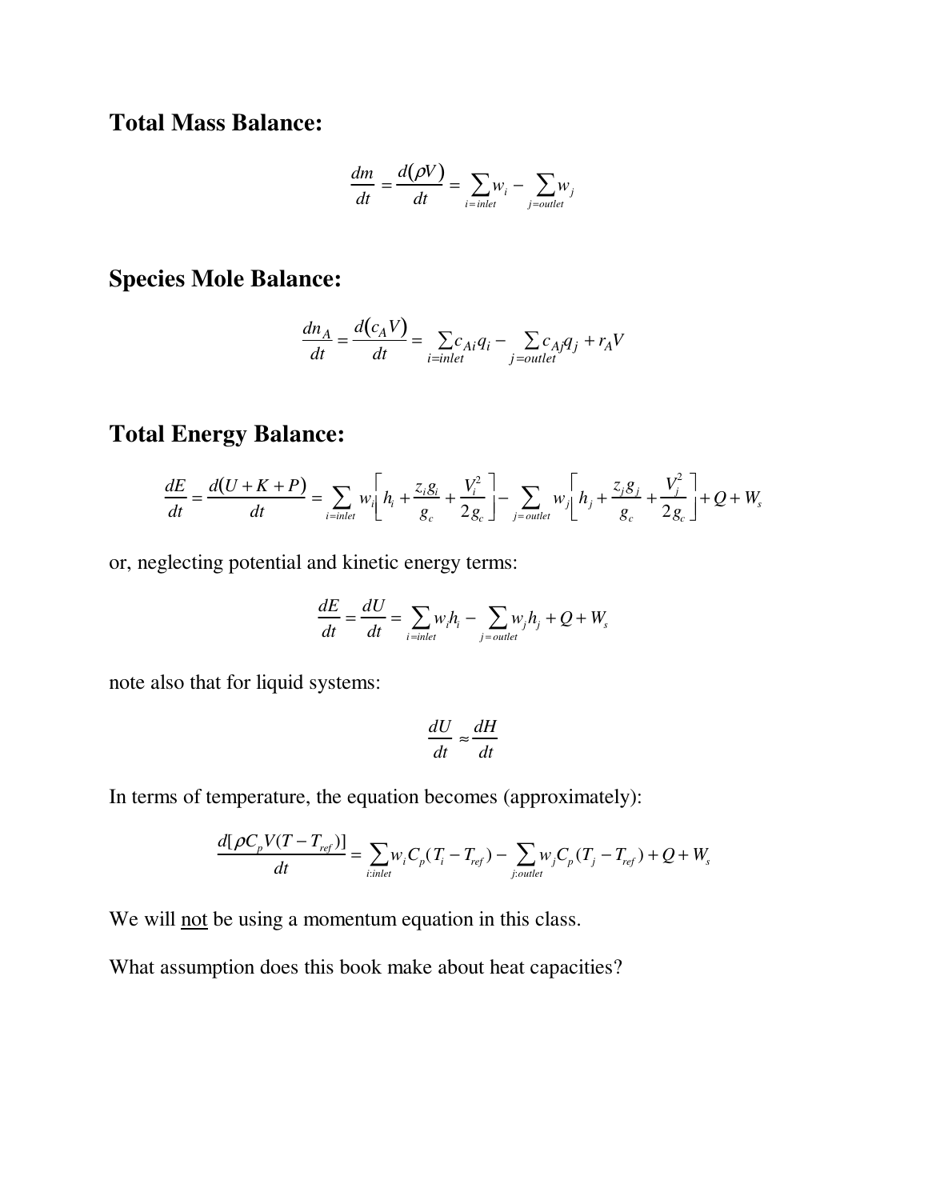## Total Mass Balance:

$$\frac{dm}{dt} = \frac{d(\rho V)}{dt} = \sum_{i=inlet} w_i - \sum_{j=outlet} w_j$$

## Species Mole Balance:

$$\frac{dn_A}{dt} = \frac{d(c_A V)}{dt} = \sum_{i=inlet} c_{Ai} q_i - \sum_{j=outlet} c_{Aj} q_j + r_A V$$

## Total Energy Balance:

$$\frac{dE}{dt} = \frac{d(U+K+P)}{dt} = \sum_{i=inlet} w_i \left[ h_i + \frac{z_i g_i}{g_c} + \frac{V_i^2}{2 g_c} \right] - \sum_{j=outlet} w_j \left[ h_j + \frac{z_j g_j}{g_c} + \frac{V_j^2}{2 g_c} \right] + Q + W_s$$

or, neglecting potential and kinetic energy terms:

$$\frac{dE}{dt} = \frac{dU}{dt} = \sum_{i=inlet} w_i h_i - \sum_{j=outlet} w_j h_j + Q + W_s$$

note also that for liquid systems:

$$\frac{dU}{dt} \approx \frac{dH}{dt}$$

In terms of temperature, the equation becomes (approximately):

$$\frac{d[\rho C_p V (T - T_{ref})]}{dt} = \sum_{i:inlet} w_i C_p (T_i - T_{ref}) - \sum_{j:outlet} w_j C_p (T_j - T_{ref}) + Q + W_s$$

We will <u>not</u> be using a momentum equation in this class.

What assumption does this book make about heat capacities?